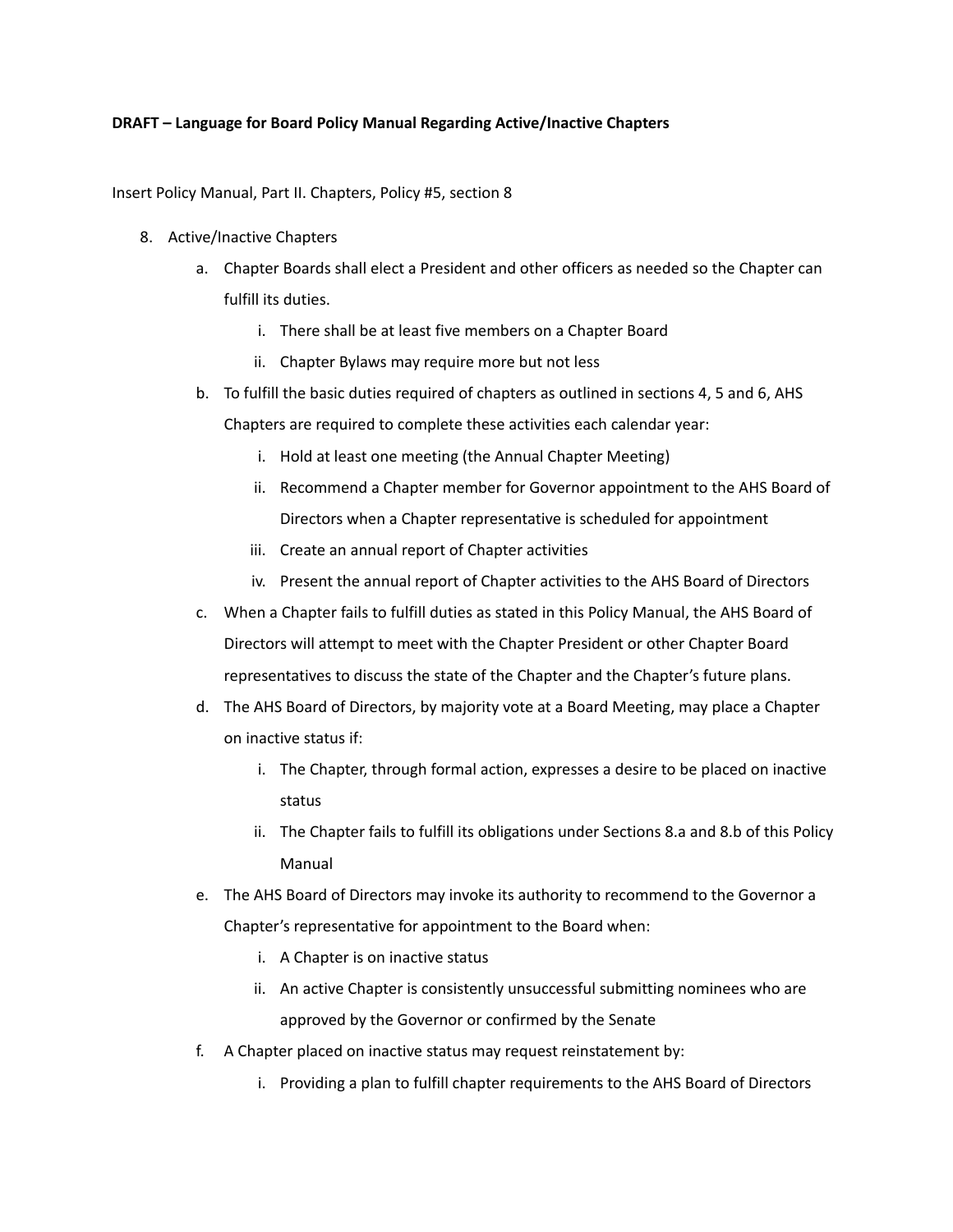**DRAFT – Language for Board Policy Manual Regarding Active/Inactive Chapters**

Insert Policy Manual, Part II. Chapters, Policy #5, section 8

8. Active/Inactive Chapters
    a. Chapter Boards shall elect a President and other officers as needed so the Chapter can fulfill its duties.
        i. There shall be at least five members on a Chapter Board
        ii. Chapter Bylaws may require more but not less
    b. To fulfill the basic duties required of chapters as outlined in sections 4, 5 and 6, AHS Chapters are required to complete these activities each calendar year:
        i. Hold at least one meeting (the Annual Chapter Meeting)
        ii. Recommend a Chapter member for Governor appointment to the AHS Board of Directors when a Chapter representative is scheduled for appointment
        iii. Create an annual report of Chapter activities
        iv. Present the annual report of Chapter activities to the AHS Board of Directors
    c. When a Chapter fails to fulfill duties as stated in this Policy Manual, the AHS Board of Directors will attempt to meet with the Chapter President or other Chapter Board representatives to discuss the state of the Chapter and the Chapter's future plans.
    d. The AHS Board of Directors, by majority vote at a Board Meeting, may place a Chapter on inactive status if:
        i. The Chapter, through formal action, expresses a desire to be placed on inactive status
        ii. The Chapter fails to fulfill its obligations under Sections 8.a and 8.b of this Policy Manual
    e. The AHS Board of Directors may invoke its authority to recommend to the Governor a Chapter's representative for appointment to the Board when:
        i. A Chapter is on inactive status
        ii. An active Chapter is consistently unsuccessful submitting nominees who are approved by the Governor or confirmed by the Senate
    f. A Chapter placed on inactive status may request reinstatement by:
        i. Providing a plan to fulfill chapter requirements to the AHS Board of Directors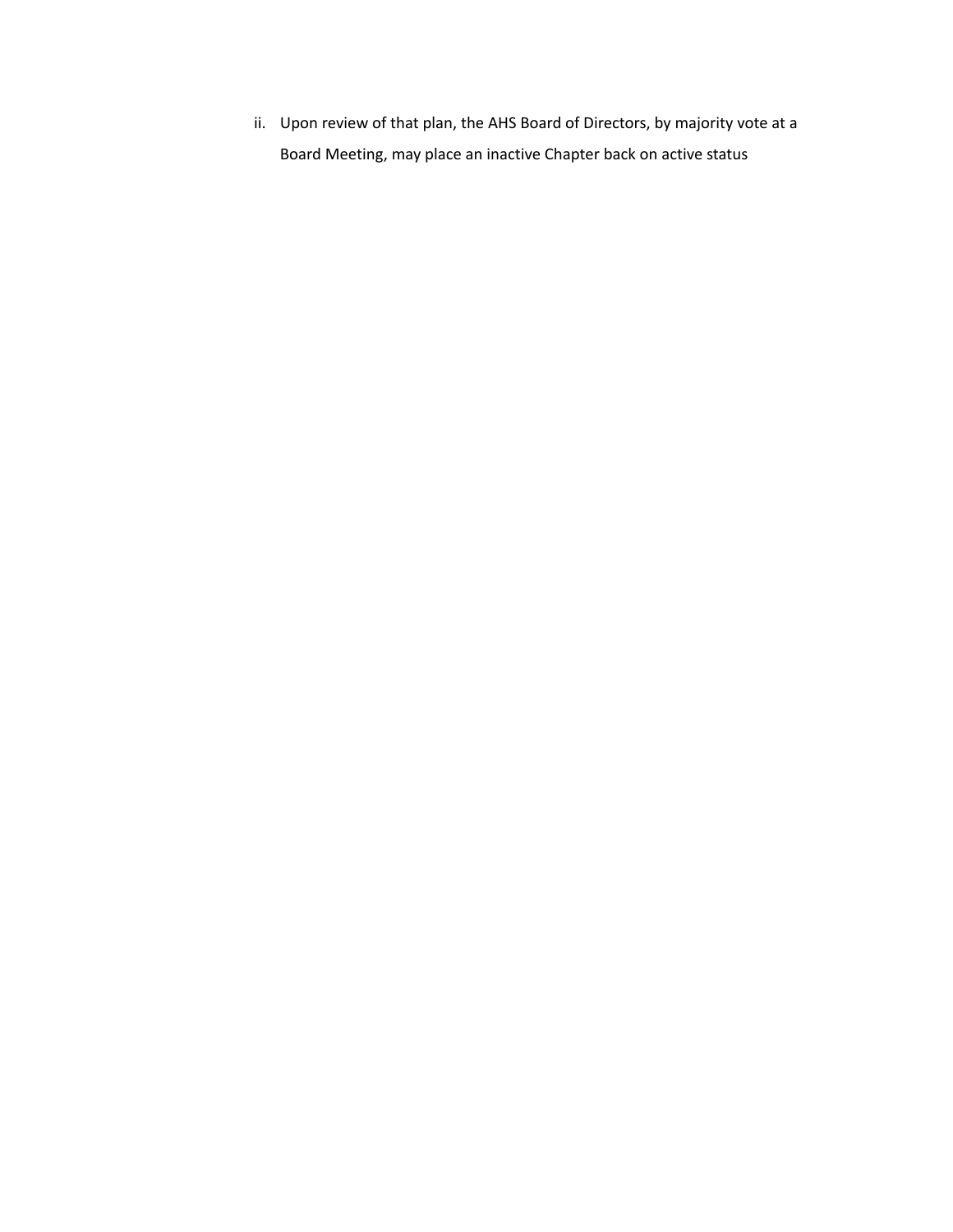ii. Upon review of that plan, the AHS Board of Directors, by majority vote at a Board Meeting, may place an inactive Chapter back on active status